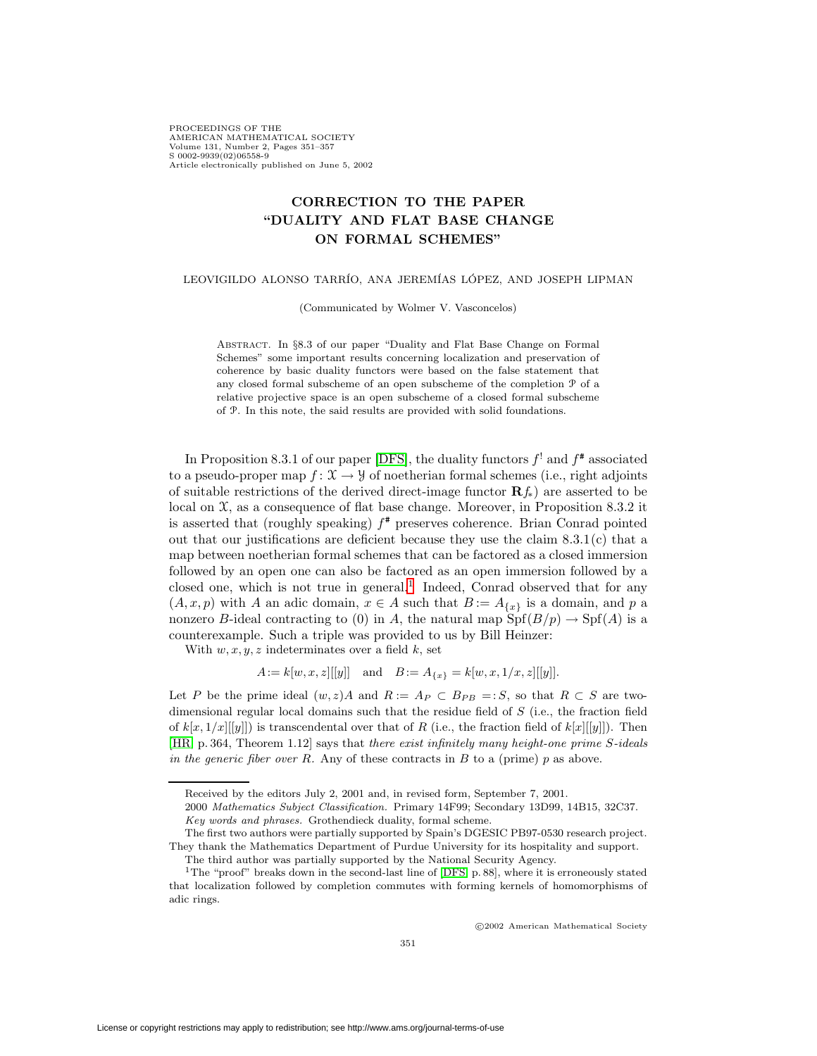# CORRECTION TO THE PAPER "DUALITY AND FLAT BASE CHANGE ON FORMAL SCHEMES"

LEOVIGILDO ALONSO TARRÍO, ANA JEREMÍAS LÓPEZ, AND JOSEPH LIPMAN

(Communicated by Wolmer V. Vasconcelos)

ABSTRACT. In §8.3 of our paper "Duality and Flat Base Change on Formal Schemes" some important results concerning localization and preservation of coherence by basic duality functors were based on the false statement that any closed formal subscheme of an open subscheme of the completion $\mathcal{P}$ of a relative projective space is an open subscheme of a closed formal subscheme of $\mathcal{P}$. In this note, the said results are provided with solid foundations.

In Proposition 8.3.1 of our paper [DFS], the duality functors $f^!$ and $f^{\#}$ associated to a pseudo-proper map $f\colon \mathcal{X} \to \mathcal{Y}$ of noetherian formal schemes (i.e., right adjoints of suitable restrictions of the derived direct-image functor $\mathbf{R}f_*$) are asserted to be local on $\mathcal{X}$, as a consequence of flat base change. Moreover, in Proposition 8.3.2 it is asserted that (roughly speaking) $f^{\#}$ preserves coherence. Brian Conrad pointed out that our justifications are deficient because they use the claim 8.3.1(c) that a map between noetherian formal schemes that can be factored as a closed immersion followed by an open one can also be factored as an open immersion followed by a closed one, which is not true in general.[1] Indeed, Conrad observed that for any $(A, x, p)$ with $A$ an adic domain, $x \in A$ such that $B := A_{\{x\}}$ is a domain, and $p$ a nonzero $B$-ideal contracting to (0) in $A$, the natural map $\operatorname{Spf}(B/p) \to \operatorname{Spf}(A)$ is a counterexample. Such a triple was provided to us by Bill Heinzer:

With $w, x, y, z$ indeterminates over a field $k$, set

$$A := k[w, x, z][[y]] \quad \text{and} \quad B := A_{\{x\}} = k[w, x, 1/x, z][[y]].$$

Let $P$ be the prime ideal $(w, z)A$ and $R := A_P \subset B_{PB} =: S$, so that $R \subset S$ are two-dimensional regular local domains such that the residue field of $S$ (i.e., the fraction field of $k[x, 1/x][[y]]$) is transcendental over that of $R$ (i.e., the fraction field of $k[x][[y]]$). Then [HR, p. 364, Theorem 1.12] says that *there exist infinitely many height-one prime $S$-ideals in the generic fiber over $R$.* Any of these contracts in $B$ to a (prime) $p$ as above.

---

Received by the editors July 2, 2001 and, in revised form, September 7, 2001.

2000 *Mathematics Subject Classification.* Primary 14F99; Secondary 13D99, 14B15, 32C37.

*Key words and phrases.* Grothendieck duality, formal scheme.

The first two authors were partially supported by Spain's DGESIC PB97-0530 research project. They thank the Mathematics Department of Purdue University for its hospitality and support.

The third author was partially supported by the National Security Agency.

[1] The "proof" breaks down in the second-last line of [DFS, p. 88], where it is erroneously stated that localization followed by completion commutes with forming kernels of homomorphisms of adic rings.

©2002 American Mathematical Society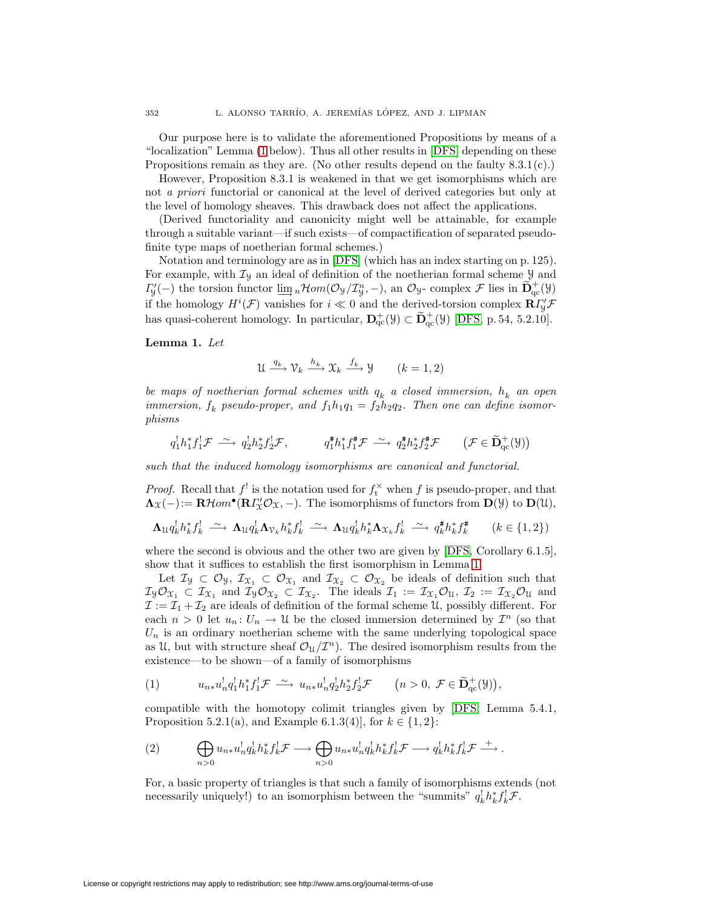Our purpose here is to validate the aforementioned Propositions by means of a "localization" Lemma (1 below). Thus all other results in [DFS] depending on these Propositions remain as they are. (No other results depend on the faulty 8.3.1(c).)

However, Proposition 8.3.1 is weakened in that we get isomorphisms which are not *a priori* functorial or canonical at the level of derived categories but only at the level of homology sheaves. This drawback does not affect the applications.

(Derived functoriality and canonicity might well be attainable, for example through a suitable variant—if such exists—of compactification of separated pseudo-finite type maps of noetherian formal schemes.)

Notation and terminology are as in [DFS] (which has an index starting on p. 125). For example, with $\mathcal{I}_{\mathcal{Y}}$ an ideal of definition of the noetherian formal scheme $\mathcal{Y}$ and $\varGamma'_{\mathcal{Y}}(-)$ the torsion functor $\varinjlim_n \mathcal{H}om(\mathcal{O}_{\mathcal{Y}}/\mathcal{I}^n_{\mathcal{Y}}, -)$, an $\mathcal{O}_{\mathcal{Y}}$- complex $\mathcal{F}$ lies in $\widetilde{\mathbf{D}}^+_{\mathrm{qc}}(\mathcal{Y})$ if the homology $H^i(\mathcal{F})$ vanishes for $i \ll 0$ and the derived-torsion complex $\mathbf{R}\varGamma'_{\mathcal{Y}}\mathcal{F}$ has quasi-coherent homology. In particular, $\mathbf{D}^+_{\mathrm{qc}}(\mathcal{Y}) \subset \widetilde{\mathbf{D}}^+_{\mathrm{qc}}(\mathcal{Y})$ [DFS, p. 54, 5.2.10].

**Lemma 1.** *Let*

$$\mathcal{U} \xrightarrow{q_k} \mathcal{V}_k \xrightarrow{h_k} \mathcal{X}_k \xrightarrow{f_k} \mathcal{Y} \qquad (k = 1, 2)$$

*be maps of noetherian formal schemes with $q_k$ a closed immersion, $h_k$ an open immersion, $f_k$ pseudo-proper, and $f_1h_1q_1 = f_2h_2q_2$. Then one can define isomorphisms*

$$q_1^!h_1^*f_1^!\mathcal{F} \xrightarrow{\ \sim\ } q_2^!h_2^*f_2^!\mathcal{F}, \qquad q_1^{\#}h_1^*f_1^{\#}\mathcal{F} \xrightarrow{\ \sim\ } q_2^{\#}h_2^*f_2^{\#}\mathcal{F} \qquad \big(\mathcal{F} \in \widetilde{\mathbf{D}}^+_{\mathrm{qc}}(\mathcal{Y})\big)$$

*such that the induced homology isomorphisms are canonical and functorial.*

*Proof.* Recall that $f^!$ is the notation used for $f_{\mathrm{t}}^{\times}$ when $f$ is pseudo-proper, and that $\mathbf{\Lambda}_{\mathcal{X}}(-) := \mathbf{R}\mathcal{H}om^{\bullet}(\mathbf{R}\varGamma'_{\mathcal{X}}\mathcal{O}_{\mathcal{X}}, -)$. The isomorphisms of functors from $\mathbf{D}(\mathcal{Y})$ to $\mathbf{D}(\mathcal{U})$,

$$\mathbf{\Lambda}_{\mathcal{U}}q_k^!h_k^*f_k^! \xrightarrow{\ \sim\ } \mathbf{\Lambda}_{\mathcal{U}}q_k^!\mathbf{\Lambda}_{\mathcal{V}_k}h_k^*f_k^! \xrightarrow{\ \sim\ } \mathbf{\Lambda}_{\mathcal{U}}q_k^!h_k^*\mathbf{\Lambda}_{\mathcal{X}_k}f_k^! \xrightarrow{\ \sim\ } q_k^{\#}h_k^*f_k^{\#} \qquad (k \in \{1, 2\})$$

where the second is obvious and the other two are given by [DFS, Corollary 6.1.5], show that it suffices to establish the first isomorphism in Lemma 1.

Let $\mathcal{I}_{\mathcal{Y}} \subset \mathcal{O}_{\mathcal{Y}}$, $\mathcal{I}_{\mathcal{X}_1} \subset \mathcal{O}_{\mathcal{X}_1}$ and $\mathcal{I}_{\mathcal{X}_2} \subset \mathcal{O}_{\mathcal{X}_2}$ be ideals of definition such that $\mathcal{I}_{\mathcal{Y}}\mathcal{O}_{\mathcal{X}_1} \subset \mathcal{I}_{\mathcal{X}_1}$ and $\mathcal{I}_{\mathcal{Y}}\mathcal{O}_{\mathcal{X}_2} \subset \mathcal{I}_{\mathcal{X}_2}$. The ideals $\mathcal{I}_1 := \mathcal{I}_{\mathcal{X}_1}\mathcal{O}_{\mathcal{U}}$, $\mathcal{I}_2 := \mathcal{I}_{\mathcal{X}_2}\mathcal{O}_{\mathcal{U}}$ and $\mathcal{I} := \mathcal{I}_1 + \mathcal{I}_2$ are ideals of definition of the formal scheme $\mathcal{U}$, possibly different. For each $n > 0$ let $u_n \colon U_n \to \mathcal{U}$ be the closed immersion determined by $\mathcal{I}^n$ (so that $U_n$ is an ordinary noetherian scheme with the same underlying topological space as $\mathcal{U}$, but with structure sheaf $\mathcal{O}_{\mathcal{U}}/\mathcal{I}^n$). The desired isomorphism results from the existence—to be shown—of a family of isomorphisms

$$u_{n*}u_n^!q_1^!h_1^*f_1^!\mathcal{F} \xrightarrow{\ \sim\ } u_{n*}u_n^!q_2^!h_2^*f_2^!\mathcal{F} \qquad \big(n > 0,\ \mathcal{F} \in \widetilde{\mathbf{D}}^+_{\mathrm{qc}}(\mathcal{Y})\big), \tag{1}$$

compatible with the homotopy colimit triangles given by [DFS, Lemma 5.4.1, Proposition 5.2.1(a), and Example 6.1.3(4)], for $k \in \{1, 2\}$:

$$\bigoplus_{n>0} u_{n*}u_n^!q_k^!h_k^*f_k^!\mathcal{F} \longrightarrow \bigoplus_{n>0} u_{n*}u_n^!q_k^!h_k^*f_k^!\mathcal{F} \longrightarrow q_k^!h_k^*f_k^!\mathcal{F} \xrightarrow{\ +\ } . \tag{2}$$

For, a basic property of triangles is that such a family of isomorphisms extends (not necessarily uniquely!) to an isomorphism between the "summits" $q_k^!h_k^*f_k^!\mathcal{F}$.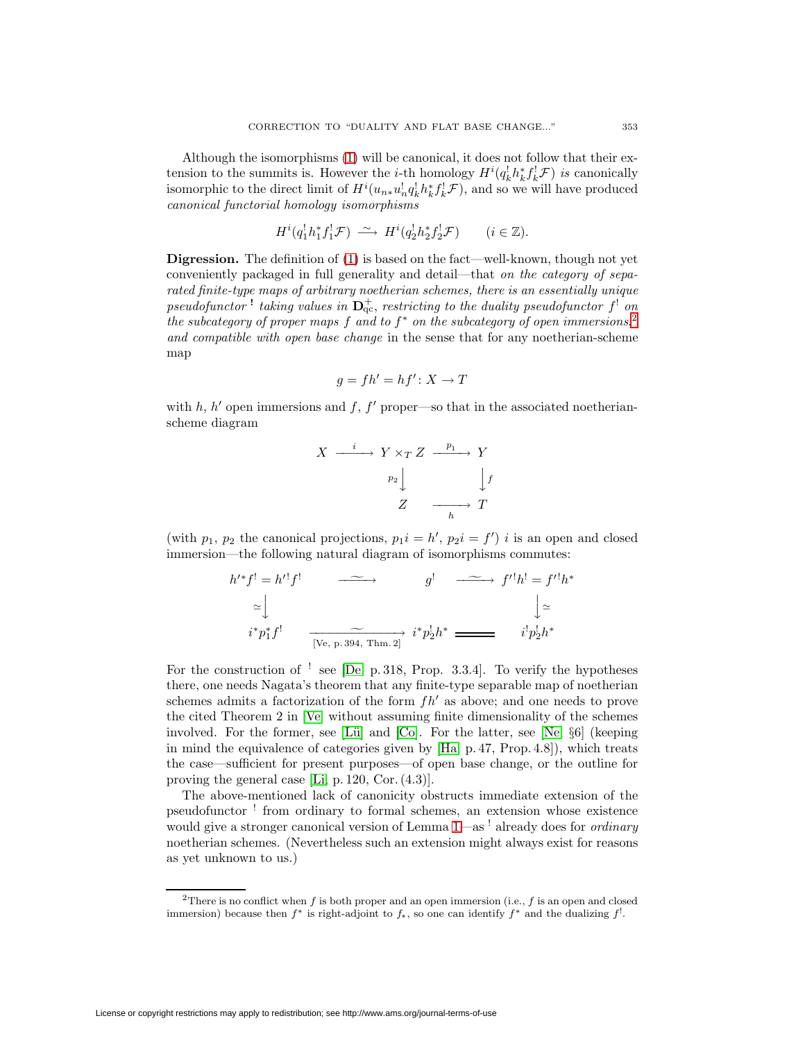Although the isomorphisms (1) will be canonical, it does not follow that their extension to the summits is. However the $i$-th homology $H^i(q_k^! h_k^* f_k^! \mathcal{F})$ *is* canonically isomorphic to the direct limit of $H^i(u_{n*} u_n^! q_k^! h_k^* f_k^! \mathcal{F})$, and so we will have produced *canonical functorial homology isomorphisms*

$$H^i(q_1^! h_1^* f_1^! \mathcal{F}) \xrightarrow{\;\sim\;} H^i(q_2^! h_2^* f_2^! \mathcal{F}) \qquad (i \in \mathbb{Z}).$$

**Digression.** The definition of (1) is based on the fact—well-known, though not yet conveniently packaged in full generality and detail—that *on the category of separated finite-type maps of arbitrary noetherian schemes, there is an essentially unique pseudofunctor* $^!$ *taking values in* $\mathbf{D}^+_{\mathrm{qc}}$, *restricting to the duality pseudofunctor* $f^!$ *on the subcategory of proper maps* $f$ *and to* $f^*$ *on the subcategory of open immersions,*[2] *and compatible with open base change* in the sense that for any noetherian-scheme map

$$g = fh' = hf' \colon X \to T$$

with $h$, $h'$ open immersions and $f$, $f'$ proper—so that in the associated noetherian-scheme diagram

$$\begin{array}{ccccc} X & \xrightarrow{\;i\;} & Y \times_T Z & \xrightarrow{\;p_1\;} & Y \\ & & {\scriptstyle p_2}\big\downarrow & & \big\downarrow{\scriptstyle f} \\ & & Z & \xrightarrow[\;h\;]{} & T \end{array}$$

(with $p_1$, $p_2$ the canonical projections, $p_1 i = h'$, $p_2 i = f'$) $i$ is an open and closed immersion—the following natural diagram of isomorphisms commutes:

$$\begin{array}{ccccc} h'^* f^! = h'^! f^! & \xrightarrow{\;\sim\;} & g^! & \xrightarrow{\;\sim\;} & f'^! h^! = f'^! h^* \\ \simeq\big\downarrow & & & & \big\downarrow\simeq \\ i^* p_1^* f^! & \xrightarrow[\text{[Ve, p. 394, Thm. 2]}]{\;\sim\;} & i^* p_2^! h^* & = & i^! p_2^! h^* \end{array}$$

For the construction of $^!$ see [De, p. 318, Prop. 3.3.4]. To verify the hypotheses there, one needs Nagata's theorem that any finite-type separable map of noetherian schemes admits a factorization of the form $fh'$ as above; and one needs to prove the cited Theorem 2 in [Ve] without assuming finite dimensionality of the schemes involved. For the former, see [Lü] and [Co]. For the latter, see [Ne, §6] (keeping in mind the equivalence of categories given by [Ha, p. 47, Prop. 4.8]), which treats the case—sufficient for present purposes—of open base change, or the outline for proving the general case [Li, p. 120, Cor. (4.3)].

The above-mentioned lack of canonicity obstructs immediate extension of the pseudofunctor $^!$ from ordinary to formal schemes, an extension whose existence would give a stronger canonical version of Lemma 1—as $^!$ already does for *ordinary* noetherian schemes. (Nevertheless such an extension might always exist for reasons as yet unknown to us.)

[2] There is no conflict when $f$ is both proper and an open immersion (i.e., $f$ is an open and closed immersion) because then $f^*$ is right-adjoint to $f_*$, so one can identify $f^*$ and the dualizing $f^!$.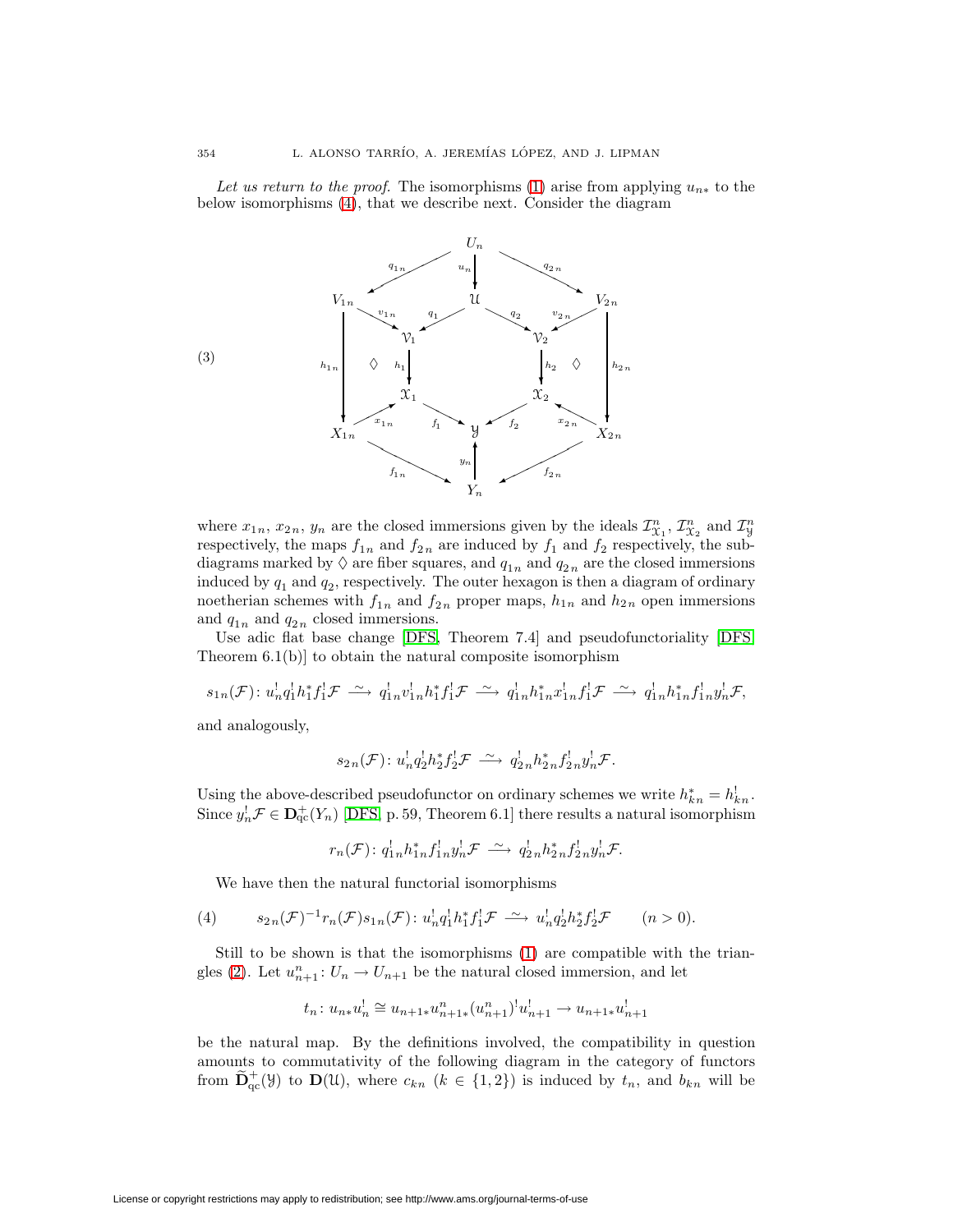*Let us return to the proof*. The isomorphisms (1) arise from applying $u_{n*}$ to the below isomorphisms (4), that we describe next. Consider the diagram

$$
(3) \qquad
\begin{array}{ccccccccc}
 & & & & U_n & & & & \\
 & & \overset{q_{1n}}{\swarrow} & & \Big\downarrow{\scriptstyle u_n} & & \overset{q_{2n}}{\searrow} & & \\
V_{1n} & & & & \mathcal{U} & & & & V_{2n} \\
 & \overset{v_{1n}}{\searrow} & & \overset{q_1}{\swarrow} & & \overset{q_2}{\searrow} & & \overset{v_{2n}}{\swarrow} & \\
\Big\downarrow{\scriptstyle h_{1n}} & & \mathcal{V}_1 & & & & \mathcal{V}_2 & & \Big\downarrow{\scriptstyle h_{2n}} \\
 & \Diamond & \Big\downarrow{\scriptstyle h_1} & & & & \Big\downarrow{\scriptstyle h_2} & \Diamond & \\
 & & \mathcal{X}_1 & & & & \mathcal{X}_2 & & \\
 & \overset{x_{1n}}{\nearrow} & & \overset{f_1}{\searrow} & & \overset{f_2}{\swarrow} & & \overset{x_{2n}}{\nwarrow} & \\
X_{1n} & & & & \mathcal{Y} & & & & X_{2n} \\
 & & \underset{f_{1n}}{\searrow} & & \Big\uparrow{\scriptstyle y_n} & & \underset{f_{2n}}{\swarrow} & & \\
 & & & & Y_n & & & &
\end{array}
$$

where $x_{1n}$, $x_{2n}$, $y_n$ are the closed immersions given by the ideals $\mathcal{I}^n_{\mathcal{X}_1}$, $\mathcal{I}^n_{\mathcal{X}_2}$ and $\mathcal{I}^n_{\mathcal{Y}}$ respectively, the maps $f_{1n}$ and $f_{2n}$ are induced by $f_1$ and $f_2$ respectively, the subdiagrams marked by $\Diamond$ are fiber squares, and $q_{1n}$ and $q_{2n}$ are the closed immersions induced by $q_1$ and $q_2$, respectively. The outer hexagon is then a diagram of ordinary noetherian schemes with $f_{1n}$ and $f_{2n}$ proper maps, $h_{1n}$ and $h_{2n}$ open immersions and $q_{1n}$ and $q_{2n}$ closed immersions.

Use adic flat base change [DFS, Theorem 7.4] and pseudofunctoriality [DFS, Theorem 6.1(b)] to obtain the natural composite isomorphism

$$s_{1n}(\mathcal{F})\colon u_n^! q_1^! h_1^* f_1^! \mathcal{F} \xrightarrow{\ \sim\ } q_{1n}^! v_{1n}^! h_1^* f_1^! \mathcal{F} \xrightarrow{\ \sim\ } q_{1n}^! h_{1n}^* x_{1n}^! f_1^! \mathcal{F} \xrightarrow{\ \sim\ } q_{1n}^! h_{1n}^* f_{1n}^! y_n^! \mathcal{F},$$

and analogously,

$$s_{2n}(\mathcal{F})\colon u_n^! q_2^! h_2^* f_2^! \mathcal{F} \xrightarrow{\ \sim\ } q_{2n}^! h_{2n}^* f_{2n}^! y_n^! \mathcal{F}.$$

Using the above-described pseudofunctor on ordinary schemes we write $h_{kn}^* = h_{kn}^!$. Since $y_n^! \mathcal{F} \in \mathbf{D}^+_{\mathrm{qc}}(Y_n)$ [DFS, p. 59, Theorem 6.1] there results a natural isomorphism

$$r_n(\mathcal{F})\colon q_{1n}^! h_{1n}^* f_{1n}^! y_n^! \mathcal{F} \xrightarrow{\ \sim\ } q_{2n}^! h_{2n}^* f_{2n}^! y_n^! \mathcal{F}.$$

We have then the natural functorial isomorphisms

$$(4) \qquad s_{2n}(\mathcal{F})^{-1} r_n(\mathcal{F}) s_{1n}(\mathcal{F})\colon u_n^! q_1^! h_1^* f_1^! \mathcal{F} \xrightarrow{\ \sim\ } u_n^! q_2^! h_2^* f_2^! \mathcal{F} \qquad (n > 0).$$

Still to be shown is that the isomorphisms (1) are compatible with the triangles (2). Let $u^n_{n+1}\colon U_n \to U_{n+1}$ be the natural closed immersion, and let

$$t_n\colon u_{n*} u_n^! \cong u_{n+1*} u^n_{n+1*} (u^n_{n+1})^! u^!_{n+1} \to u_{n+1*} u^!_{n+1}$$

be the natural map. By the definitions involved, the compatibility in question amounts to commutativity of the following diagram in the category of functors from $\widetilde{\mathbf{D}}^+_{\mathrm{qc}}(\mathcal{Y})$ to $\mathbf{D}(\mathcal{U})$, where $c_{kn}$ ($k \in \{1, 2\}$) is induced by $t_n$, and $b_{kn}$ will be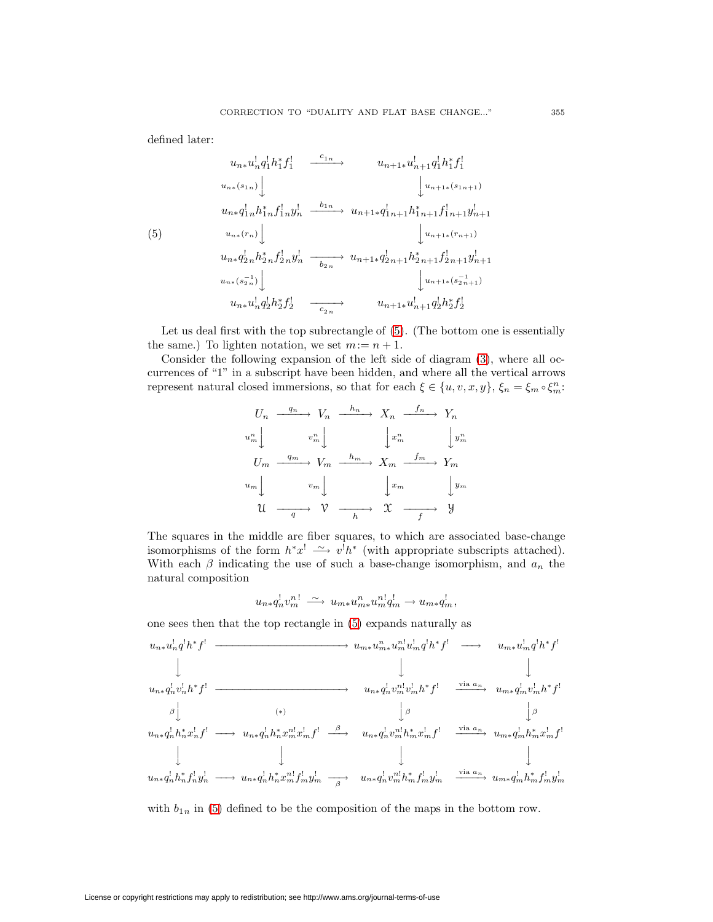defined later:

$$
(5)\qquad
\begin{array}{ccc}
u_{n*}u_n^!q_1^!h_1^*f_1^! & \xrightarrow{\;c_{1n}\;} & u_{n+1*}u_{n+1}^!q_1^!h_1^*f_1^! \\
{\scriptstyle u_{n*}(s_{1n})}\big\downarrow & & \big\downarrow{\scriptstyle u_{n+1*}(s_{1n+1})} \\
u_{n*}q_{1n}^!h_{1n}^*f_{1n}^!y_n^! & \xrightarrow{\;b_{1n}\;} & u_{n+1*}q_{1n+1}^!h_{1n+1}^*f_{1n+1}^!y_{n+1}^! \\
{\scriptstyle u_{n*}(r_n)}\big\downarrow & & \big\downarrow{\scriptstyle u_{n+1*}(r_{n+1})} \\
u_{n*}q_{2n}^!h_{2n}^*f_{2n}^!y_n^! & \xrightarrow[\;b_{2n}\;]{} & u_{n+1*}q_{2n+1}^!h_{2n+1}^*f_{2n+1}^!y_{n+1}^! \\
{\scriptstyle u_{n*}(s_{2n}^{-1})}\big\downarrow & & \big\downarrow{\scriptstyle u_{n+1*}(s_{2n+1}^{-1})} \\
u_{n*}u_n^!q_2^!h_2^*f_2^! & \xrightarrow[\;c_{2n}\;]{} & u_{n+1*}u_{n+1}^!q_2^!h_2^*f_2^!
\end{array}
$$

Let us deal first with the top subrectangle of (5). (The bottom one is essentially the same.) To lighten notation, we set $m := n+1$.

Consider the following expansion of the left side of diagram (3), where all occurrences of "1" in a subscript have been hidden, and where all the vertical arrows represent natural closed immersions, so that for each $\xi \in \{u, v, x, y\}$, $\xi_n = \xi_m \circ \xi_m^n$:

$$
\begin{array}{ccccccc}
U_n & \xrightarrow{\;q_n\;} & V_n & \xrightarrow{\;h_n\;} & X_n & \xrightarrow{\;f_n\;} & Y_n \\
{\scriptstyle u_m^n}\big\downarrow & & {\scriptstyle v_m^n}\big\downarrow & & \big\downarrow{\scriptstyle x_m^n} & & \big\downarrow{\scriptstyle y_m^n} \\
U_m & \xrightarrow{\;q_m\;} & V_m & \xrightarrow{\;h_m\;} & X_m & \xrightarrow{\;f_m\;} & Y_m \\
{\scriptstyle u_m}\big\downarrow & & {\scriptstyle v_m}\big\downarrow & & \big\downarrow{\scriptstyle x_m} & & \big\downarrow{\scriptstyle y_m} \\
\mathfrak{U} & \xrightarrow[\;q\;]{} & \mathfrak{V} & \xrightarrow[\;h\;]{} & \mathfrak{X} & \xrightarrow[\;f\;]{} & \mathfrak{Y}
\end{array}
$$

The squares in the middle are fiber squares, to which are associated base-change isomorphisms of the form $h^*x^! \xrightarrow{\;\sim\;} v^!h^*$ (with appropriate subscripts attached). With each $\beta$ indicating the use of such a base-change isomorphism, and $a_n$ the natural composition

$$
u_{n*}q_n^!v_m^{n!} \xrightarrow{\;\sim\;} u_{m*}u_{m*}^n u_m^{n!}q_m^! \to u_{m*}q_m^!,
$$

one sees then that the top rectangle in (5) expands naturally as

$$
\begin{array}{ccccccc}
u_{n*}u_n^!q^!h^*f^! & \longrightarrow & & & u_{m*}u_{m*}^n u_m^{n!}u_m^!q^!h^*f^! & \longrightarrow & u_{m*}u_m^!q^!h^*f^! \\
\big\downarrow & & & & \big\downarrow & & \big\downarrow \\
u_{n*}q_n^!v_n^!h^*f^! & \longrightarrow & & & u_{n*}q_n^!v_m^{n!}v_m^!h^*f^! & \xrightarrow{\text{via } a_n} & u_{m*}q_m^!v_m^!h^*f^! \\
{\scriptstyle\beta}\big\downarrow & & (*) & & \big\downarrow{\scriptstyle\beta} & & \big\downarrow{\scriptstyle\beta} \\
u_{n*}q_n^!h_n^*x_n^!f^! & \longrightarrow & u_{n*}q_n^!h_n^*x_m^{n!}x_m^!f^! & \xrightarrow{\;\beta\;} & u_{n*}q_n^!v_m^{n!}h_m^*x_m^!f^! & \xrightarrow{\text{via } a_n} & u_{m*}q_m^!h_m^*x_m^!f^! \\
\big\downarrow & & \big\downarrow & & \big\downarrow & & \big\downarrow \\
u_{n*}q_n^!h_n^*f_n^!y_n^! & \longrightarrow & u_{n*}q_n^!h_n^*x_m^{n!}f_m^!y_m^! & \xrightarrow[\;\beta\;]{} & u_{n*}q_n^!v_m^{n!}h_m^*f_m^!y_m^! & \xrightarrow{\text{via } a_n} & u_{m*}q_m^!h_m^*f_m^!y_m^!
\end{array}
$$

with $b_{1n}$ in (5) defined to be the composition of the maps in the bottom row.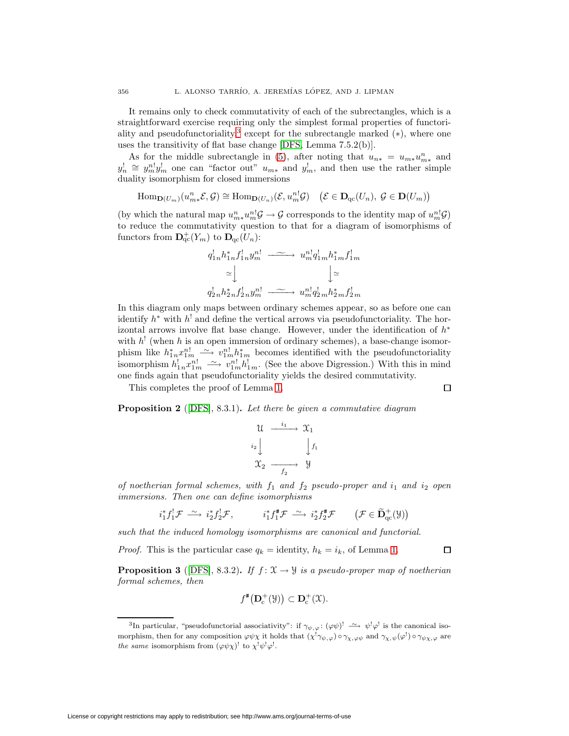It remains only to check commutativity of each of the subrectangles, which is a straightforward exercise requiring only the simplest formal properties of functoriality and pseudofunctoriality,[3] except for the subrectangle marked $(*)$, where one uses the transitivity of flat base change [DFS, Lemma 7.5.2(b)].

As for the middle subrectangle in (5), after noting that $u_{n*} = u_{m*}u^n_{m*}$ and $y^!_n \cong y^{n!}_m y^!_m$ one can "factor out" $u_{m*}$ and $y^!_m$, and then use the rather simple duality isomorphism for closed immersions

$$\mathrm{Hom}_{\mathbf{D}(U_m)}(u^n_{m*}\mathcal{E}, \mathcal{G}) \cong \mathrm{Hom}_{\mathbf{D}(U_n)}(\mathcal{E}, u^{n!}_m\mathcal{G}) \quad \big(\mathcal{E} \in \mathbf{D}_{\mathrm{qc}}(U_n),\ \mathcal{G} \in \mathbf{D}(U_m)\big)$$

(by which the natural map $u^n_{m*}u^{n!}_m\mathcal{G} \to \mathcal{G}$ corresponds to the identity map of $u^{n!}_m\mathcal{G}$) to reduce the commutativity question to that for a diagram of isomorphisms of functors from $\mathbf{D}^+_{\mathrm{qc}}(Y_m)$ to $\mathbf{D}_{\mathrm{qc}}(U_n)$:

$$\begin{array}{ccc}
q^!_{1n}h^*_{1n}f^!_{1n}y^{n!}_m & \xrightarrow{\ \sim\ } & u^{n!}_m q^!_{1m}h^*_{1m}f^!_{1m} \\
\simeq\big\downarrow & & \big\downarrow\simeq \\
q^!_{2n}h^*_{2n}f^!_{2n}y^{n!}_m & \xrightarrow{\ \sim\ } & u^{n!}_m q^!_{2m}h^*_{2m}f^!_{2m}
\end{array}$$

In this diagram only maps between ordinary schemes appear, so as before one can identify $h^*$ with $h^!$ and define the vertical arrows via pseudofunctoriality. The horizontal arrows involve flat base change. However, under the identification of $h^*$ with $h^!$ (when $h$ is an open immersion of ordinary schemes), a base-change isomorphism like $h^*_{1n}x^{n!}_{1m} \xrightarrow{\sim} v^{n!}_{1m}h^*_{1m}$ becomes identified with the pseudofunctoriality isomorphism $h^!_{1n}x^{n!}_{1m} \xrightarrow{\sim} v^{n!}_{1m}h^!_{1m}$. (See the above Digression.) With this in mind one finds again that pseudofunctoriality yields the desired commutativity.

This completes the proof of Lemma 1. □

**Proposition 2** ([DFS], 8.3.1)**.** *Let there be given a commutative diagram*

$$\begin{array}{ccc}
\mathfrak{U} & \xrightarrow{\ i_1\ } & \mathfrak{X}_1 \\
{\scriptstyle i_2}\big\downarrow & & \big\downarrow{\scriptstyle f_1} \\
\mathfrak{X}_2 & \xrightarrow[\ f_2\ ]{} & \mathfrak{Y}
\end{array}$$

*of noetherian formal schemes, with $f_1$ and $f_2$ pseudo-proper and $i_1$ and $i_2$ open immersions. Then one can define isomorphisms*

$$i^*_1 f^!_1\mathcal{F} \xrightarrow{\ \sim\ } i^*_2 f^!_2\mathcal{F}, \qquad i^*_1 f^\#_1\mathcal{F} \xrightarrow{\ \sim\ } i^*_2 f^\#_2\mathcal{F} \qquad \big(\mathcal{F} \in \widetilde{\mathbf{D}}^+_{\mathrm{qc}}(\mathfrak{Y})\big)$$

*such that the induced homology isomorphisms are canonical and functorial.*

*Proof.* This is the particular case $q_k =$ identity, $h_k = i_k$, of Lemma 1. □

**Proposition 3** ([DFS], 8.3.2)**.** *If $f\colon \mathfrak{X} \to \mathfrak{Y}$ is a pseudo-proper map of noetherian formal schemes, then*

$$f^\#\big(\mathbf{D}^+_{\mathrm{c}}(\mathfrak{Y})\big) \subset \mathbf{D}^+_{\mathrm{c}}(\mathfrak{X}).$$

---

[3] In particular, "pseudofunctorial associativity": if $\gamma_{\psi,\varphi}\colon (\varphi\psi)^! \xrightarrow{\ \sim\ } \psi^!\varphi^!$ is the canonical isomorphism, then for any composition $\varphi\psi\chi$ it holds that $(\chi^!\gamma_{\psi,\varphi}) \circ \gamma_{\chi,\varphi\psi}$ and $\gamma_{\chi,\psi}(\varphi^!) \circ \gamma_{\psi\chi,\varphi}$ are *the same* isomorphism from $(\varphi\psi\chi)^!$ to $\chi^!\psi^!\varphi^!$.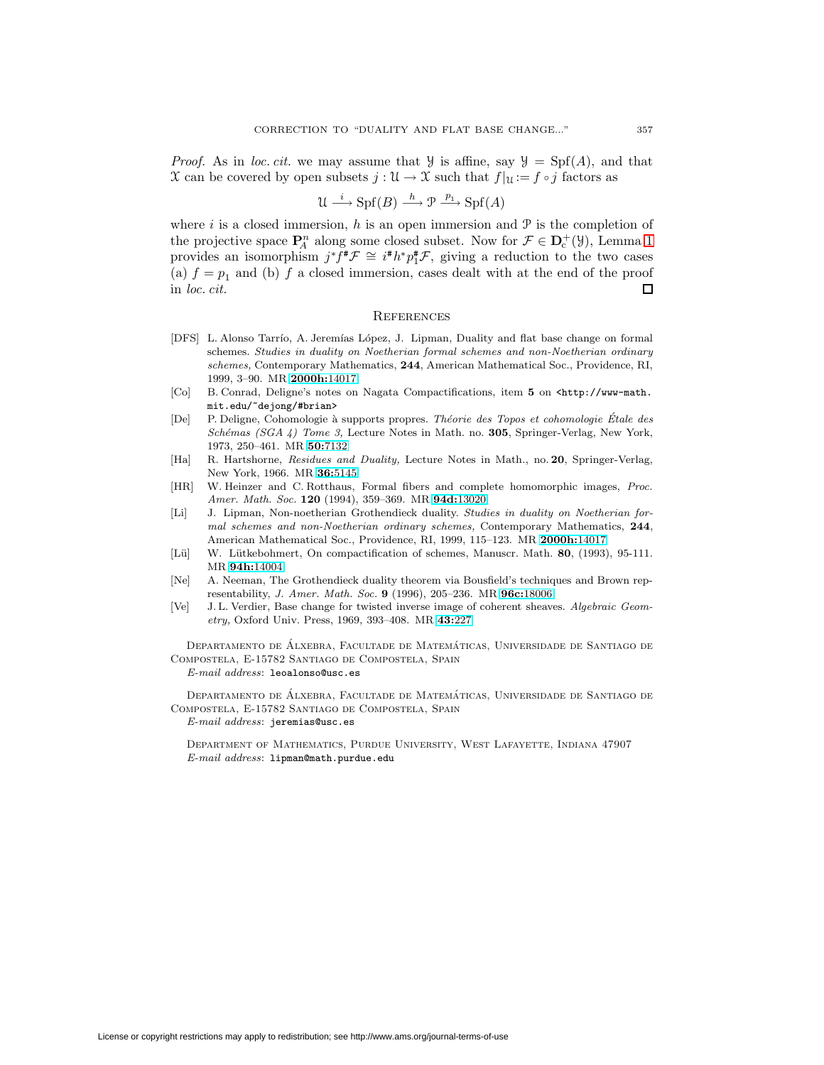*Proof.* As in *loc. cit.* we may assume that $\mathcal{Y}$ is affine, say $\mathcal{Y} = \mathrm{Spf}(A)$, and that $\mathcal{X}$ can be covered by open subsets $j : \mathcal{U} \to \mathcal{X}$ such that $f|_{\mathcal{U}} := f \circ j$ factors as

$$\mathcal{U} \xrightarrow{\ i\ } \mathrm{Spf}(B) \xrightarrow{\ h\ } \mathcal{P} \xrightarrow{\ p_1\ } \mathrm{Spf}(A)$$

where $i$ is a closed immersion, $h$ is an open immersion and $\mathcal{P}$ is the completion of the projective space $\mathbf{P}^n_A$ along some closed subset. Now for $\mathcal{F} \in \mathbf{D}^+_{\mathrm{c}}(\mathcal{Y})$, Lemma 1 provides an isomorphism $j^* f^{\#}\mathcal{F} \cong i^{\#} h^* p_1^{\#}\mathcal{F}$, giving a reduction to the two cases (a) $f = p_1$ and (b) $f$ a closed immersion, cases dealt with at the end of the proof in *loc. cit.* $\square$

## References

[DFS] L. Alonso Tarrío, A. Jeremías López, J. Lipman, Duality and flat base change on formal schemes. *Studies in duality on Noetherian formal schemes and non-Noetherian ordinary schemes,* Contemporary Mathematics, **244**, American Mathematical Soc., Providence, RI, 1999, 3–90. MR **2000h:**14017

[Co] B. Conrad, Deligne's notes on Nagata Compactifications, item **5** on `<http://www-math.mit.edu/~dejong/#brian>`

[De] P. Deligne, Cohomologie à supports propres. *Théorie des Topos et cohomologie Étale des Schémas (SGA 4) Tome 3,* Lecture Notes in Math. no. **305**, Springer-Verlag, New York, 1973, 250–461. MR **50:**7132

[Ha] R. Hartshorne, *Residues and Duality,* Lecture Notes in Math., no. **20**, Springer-Verlag, New York, 1966. MR **36:**5145

[HR] W. Heinzer and C. Rotthaus, Formal fibers and complete homomorphic images, *Proc. Amer. Math. Soc.* **120** (1994), 359–369. MR **94d:**13020

[Li] J. Lipman, Non-noetherian Grothendieck duality. *Studies in duality on Noetherian formal schemes and non-Noetherian ordinary schemes,* Contemporary Mathematics, **244**, American Mathematical Soc., Providence, RI, 1999, 115–123. MR **2000h:**14017

[Lü] W. Lütkebohmert, On compactification of schemes, Manuscr. Math. **80**, (1993), 95-111. MR **94h:**14004

[Ne] A. Neeman, The Grothendieck duality theorem via Bousfield's techniques and Brown representability, *J. Amer. Math. Soc.* **9** (1996), 205–236. MR **96c:**18006

[Ve] J. L. Verdier, Base change for twisted inverse image of coherent sheaves. *Algebraic Geometry,* Oxford Univ. Press, 1969, 393–408. MR **43:**227

Departamento de Álxebra, Facultade de Matemáticas, Universidade de Santiago de Compostela, E-15782 Santiago de Compostela, Spain
*E-mail address*: `leoalonso@usc.es`

Departamento de Álxebra, Facultade de Matemáticas, Universidade de Santiago de Compostela, E-15782 Santiago de Compostela, Spain
*E-mail address*: `jeremias@usc.es`

Department of Mathematics, Purdue University, West Lafayette, Indiana 47907
*E-mail address*: `lipman@math.purdue.edu`